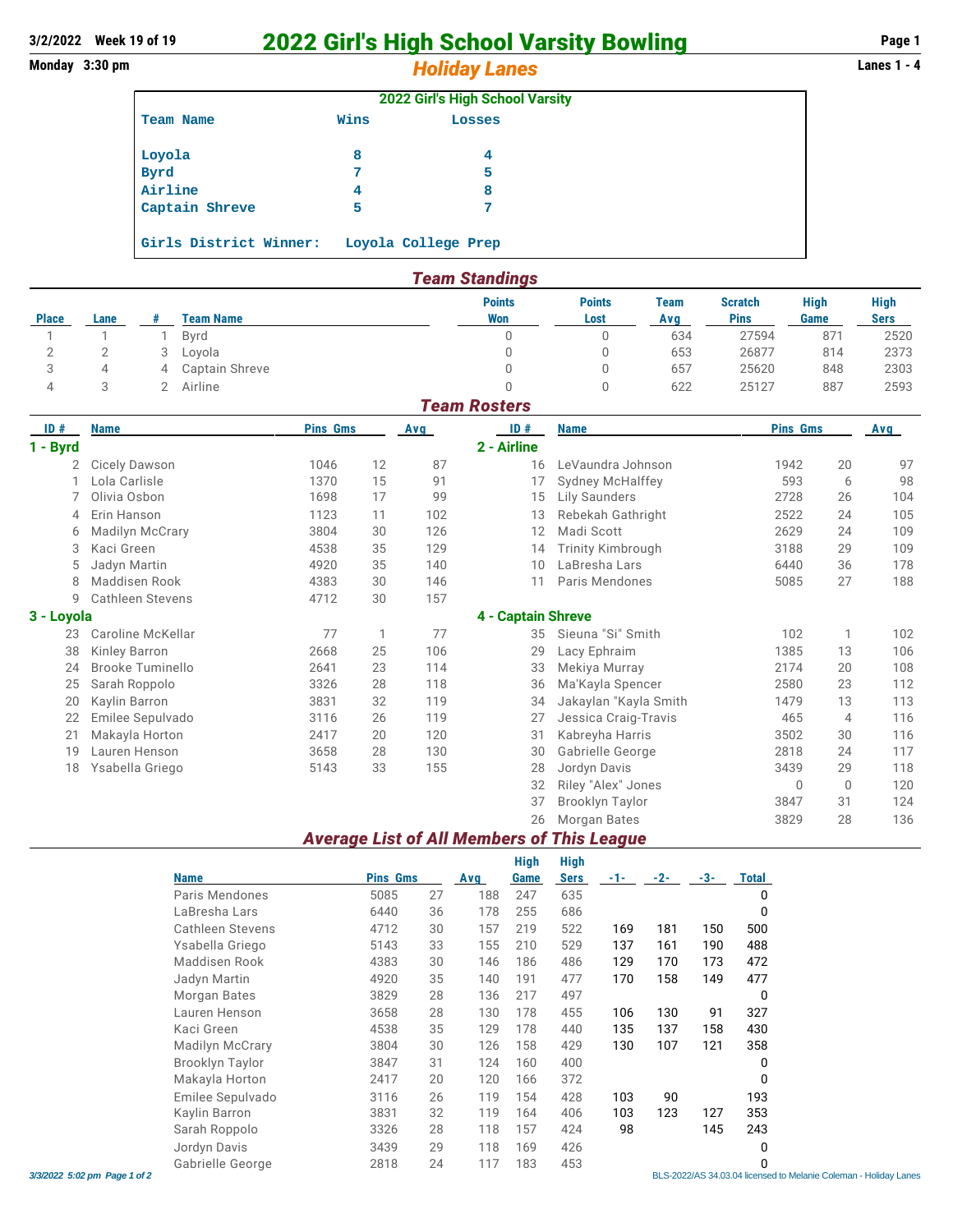3/2/2022 Week 19 of 19

# 2022 Girl's High School Varsity Bowling

## Holiday Lanes

Monday 3:30 pm — Lanes 1 - 4

**2022 Girl's High School Varsity**

| Team Name | Wins | Losses |
|---|---|---|
| Loyola | 8 | 4 |
| Byrd | 7 | 5 |
| Airline | 4 | 8 |
| Captain Shreve | 5 | 7 |

Girls District Winner: Loyola College Prep

## *Team Standings*

| Place | Lane | # | Team Name | Points Won | Points Lost | Team Avg | Scratch Pins | High Game | High Sers |
|---|---|---|---|---|---|---|---|---|---|
| 1 | 1 | 1 | Byrd | 0 | 0 | 634 | 27594 | 871 | 2520 |
| 2 | 2 | 3 | Loyola | 0 | 0 | 653 | 26877 | 814 | 2373 |
| 3 | 4 | 4 | Captain Shreve | 0 | 0 | 657 | 25620 | 848 | 2303 |
| 4 | 3 | 2 | Airline | 0 | 0 | 622 | 25127 | 887 | 2593 |

## *Team Rosters*

### 1 - Byrd

| ID # | Name | Pins | Gms | Avg |
|---|---|---|---|---|
| 2 | Cicely Dawson | 1046 | 12 | 87 |
| 1 | Lola Carlisle | 1370 | 15 | 91 |
| 7 | Olivia Osbon | 1698 | 17 | 99 |
| 4 | Erin Hanson | 1123 | 11 | 102 |
| 6 | Madilyn McCrary | 3804 | 30 | 126 |
| 3 | Kaci Green | 4538 | 35 | 129 |
| 5 | Jadyn Martin | 4920 | 35 | 140 |
| 8 | Maddisen Rook | 4383 | 30 | 146 |
| 9 | Cathleen Stevens | 4712 | 30 | 157 |

### 3 - Loyola

| ID # | Name | Pins | Gms | Avg |
|---|---|---|---|---|
| 23 | Caroline McKellar | 77 | 1 | 77 |
| 38 | Kinley Barron | 2668 | 25 | 106 |
| 24 | Brooke Tuminello | 2641 | 23 | 114 |
| 25 | Sarah Roppolo | 3326 | 28 | 118 |
| 20 | Kaylin Barron | 3831 | 32 | 119 |
| 22 | Emilee Sepulvado | 3116 | 26 | 119 |
| 21 | Makayla Horton | 2417 | 20 | 120 |
| 19 | Lauren Henson | 3658 | 28 | 130 |
| 18 | Ysabella Griego | 5143 | 33 | 155 |

### 2 - Airline

| ID # | Name | Pins | Gms | Avg |
|---|---|---|---|---|
| 16 | LeVaundra Johnson | 1942 | 20 | 97 |
| 17 | Sydney McHalffey | 593 | 6 | 98 |
| 15 | Lily Saunders | 2728 | 26 | 104 |
| 13 | Rebekah Gathright | 2522 | 24 | 105 |
| 12 | Madi Scott | 2629 | 24 | 109 |
| 14 | Trinity Kimbrough | 3188 | 29 | 109 |
| 10 | LaBresha Lars | 6440 | 36 | 178 |
| 11 | Paris Mendones | 5085 | 27 | 188 |

### 4 - Captain Shreve

| ID # | Name | Pins | Gms | Avg |
|---|---|---|---|---|
| 35 | Sieuna "Si" Smith | 102 | 1 | 102 |
| 29 | Lacy Ephraim | 1385 | 13 | 106 |
| 33 | Mekiya Murray | 2174 | 20 | 108 |
| 36 | Ma'Kayla Spencer | 2580 | 23 | 112 |
| 34 | Jakaylan "Kayla Smith | 1479 | 13 | 113 |
| 27 | Jessica Craig-Travis | 465 | 4 | 116 |
| 31 | Kabreyha Harris | 3502 | 30 | 116 |
| 30 | Gabrielle George | 2818 | 24 | 117 |
| 28 | Jordyn Davis | 3439 | 29 | 118 |
| 32 | Riley "Alex" Jones | 0 | 0 | 120 |
| 37 | Brooklyn Taylor | 3847 | 31 | 124 |
| 26 | Morgan Bates | 3829 | 28 | 136 |

## *Average List of All Members of This League*

| Name | Pins | Gms | Avg | High Game | High Sers | -1- | -2- | -3- | Total |
|---|---|---|---|---|---|---|---|---|---|
| Paris Mendones | 5085 | 27 | 188 | 247 | 635 | | | | 0 |
| LaBresha Lars | 6440 | 36 | 178 | 255 | 686 | | | | 0 |
| Cathleen Stevens | 4712 | 30 | 157 | 219 | 522 | 169 | 181 | 150 | 500 |
| Ysabella Griego | 5143 | 33 | 155 | 210 | 529 | 137 | 161 | 190 | 488 |
| Maddisen Rook | 4383 | 30 | 146 | 186 | 486 | 129 | 170 | 173 | 472 |
| Jadyn Martin | 4920 | 35 | 140 | 191 | 477 | 170 | 158 | 149 | 477 |
| Morgan Bates | 3829 | 28 | 136 | 217 | 497 | | | | 0 |
| Lauren Henson | 3658 | 28 | 130 | 178 | 455 | 106 | 130 | 91 | 327 |
| Kaci Green | 4538 | 35 | 129 | 178 | 440 | 135 | 137 | 158 | 430 |
| Madilyn McCrary | 3804 | 30 | 126 | 158 | 429 | 130 | 107 | 121 | 358 |
| Brooklyn Taylor | 3847 | 31 | 124 | 160 | 400 | | | | 0 |
| Makayla Horton | 2417 | 20 | 120 | 166 | 372 | | | | 0 |
| Emilee Sepulvado | 3116 | 26 | 119 | 154 | 428 | 103 | 90 | | 193 |
| Kaylin Barron | 3831 | 32 | 119 | 164 | 406 | 103 | 123 | 127 | 353 |
| Sarah Roppolo | 3326 | 28 | 118 | 157 | 424 | 98 | | 145 | 243 |
| Jordyn Davis | 3439 | 29 | 118 | 169 | 426 | | | | 0 |
| Gabrielle George | 2818 | 24 | 117 | 183 | 453 | | | | 0 |

3/3/2022 5:02 pm

BLS-2022/AS 34.03.04 licensed to Melanie Coleman - Holiday Lanes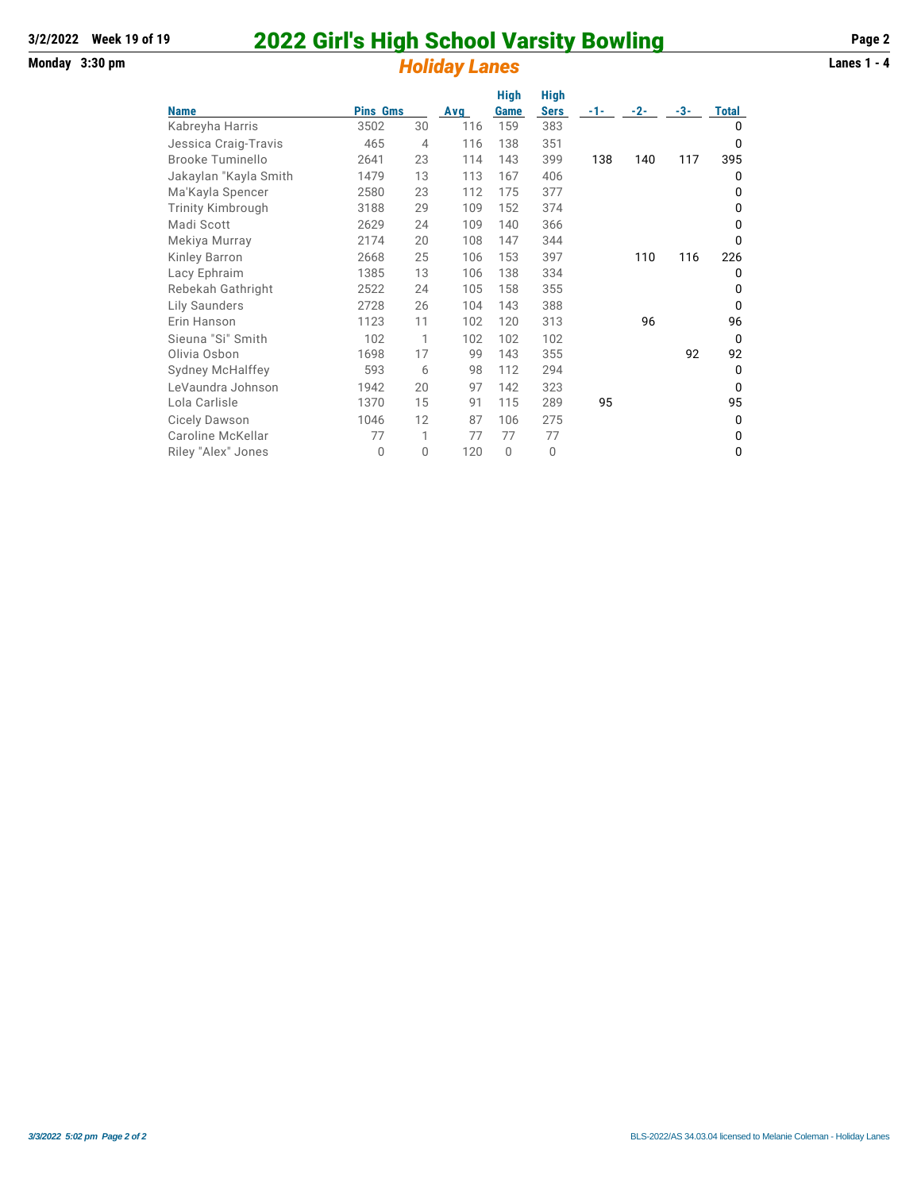# 2022 Girl's High School Varsity Bowling

3/2/2022 Week 19 of 19
Monday 3:30 pm

## *Holiday Lanes*

Lanes 1 - 4

| Name | Pins | Gms | Avg | High Game | High Sers | -1- | -2- | -3- | Total |
|---|---|---|---|---|---|---|---|---|---|
| Kabreyha Harris | 3502 | 30 | 116 | 159 | 383 | | | | 0 |
| Jessica Craig-Travis | 465 | 4 | 116 | 138 | 351 | | | | 0 |
| Brooke Tuminello | 2641 | 23 | 114 | 143 | 399 | 138 | 140 | 117 | 395 |
| Jakaylan "Kayla Smith | 1479 | 13 | 113 | 167 | 406 | | | | 0 |
| Ma'Kayla Spencer | 2580 | 23 | 112 | 175 | 377 | | | | 0 |
| Trinity Kimbrough | 3188 | 29 | 109 | 152 | 374 | | | | 0 |
| Madi Scott | 2629 | 24 | 109 | 140 | 366 | | | | 0 |
| Mekiya Murray | 2174 | 20 | 108 | 147 | 344 | | | | 0 |
| Kinley Barron | 2668 | 25 | 106 | 153 | 397 | | 110 | 116 | 226 |
| Lacy Ephraim | 1385 | 13 | 106 | 138 | 334 | | | | 0 |
| Rebekah Gathright | 2522 | 24 | 105 | 158 | 355 | | | | 0 |
| Lily Saunders | 2728 | 26 | 104 | 143 | 388 | | | | 0 |
| Erin Hanson | 1123 | 11 | 102 | 120 | 313 | | 96 | | 96 |
| Sieuna "Si" Smith | 102 | 1 | 102 | 102 | 102 | | | | 0 |
| Olivia Osbon | 1698 | 17 | 99 | 143 | 355 | | | 92 | 92 |
| Sydney McHalffey | 593 | 6 | 98 | 112 | 294 | | | | 0 |
| LeVaundra Johnson | 1942 | 20 | 97 | 142 | 323 | | | | 0 |
| Lola Carlisle | 1370 | 15 | 91 | 115 | 289 | 95 | | | 95 |
| Cicely Dawson | 1046 | 12 | 87 | 106 | 275 | | | | 0 |
| Caroline McKellar | 77 | 1 | 77 | 77 | 77 | | | | 0 |
| Riley "Alex" Jones | 0 | 0 | 120 | 0 | 0 | | | | 0 |

*3/3/2022 5:02 pm*

BLS-2022/AS 34.03.04 licensed to Melanie Coleman - Holiday Lanes